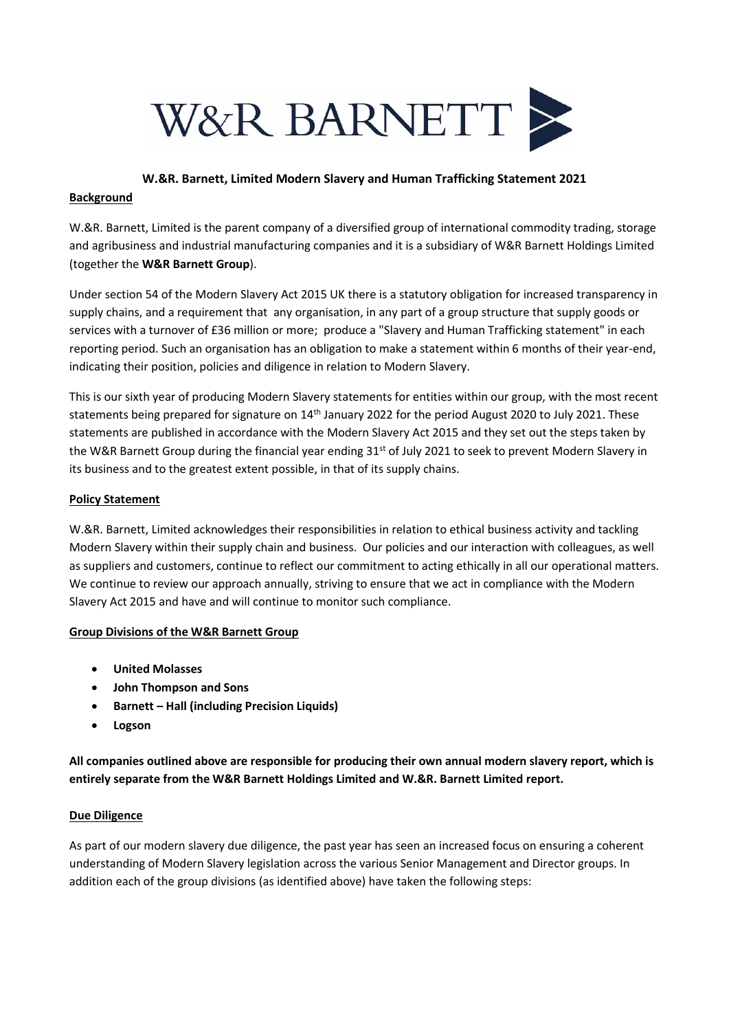W&R BARNETT

**W.&R. Barnett, Limited Modern Slavery and Human Trafficking Statement 2021**

**Background**

W.&R. Barnett, Limited is the parent company of a diversified group of international commodity trading, storage and agribusiness and industrial manufacturing companies and it is a subsidiary of W&R Barnett Holdings Limited (together the **W&R Barnett Group**).

Under section 54 of the Modern Slavery Act 2015 UK there is a statutory obligation for increased transparency in supply chains, and a requirement that any organisation, in any part of a group structure that supply goods or services with a turnover of £36 million or more; produce a "Slavery and Human Trafficking statement" in each reporting period. Such an organisation has an obligation to make a statement within 6 months of their year-end, indicating their position, policies and diligence in relation to Modern Slavery.

This is our sixth year of producing Modern Slavery statements for entities within our group, with the most recent statements being prepared for signature on 14th January 2022 for the period August 2020 to July 2021. These statements are published in accordance with the Modern Slavery Act 2015 and they set out the steps taken by the W&R Barnett Group during the financial year ending 31st of July 2021 to seek to prevent Modern Slavery in its business and to the greatest extent possible, in that of its supply chains.

**Policy Statement**

W.&R. Barnett, Limited acknowledges their responsibilities in relation to ethical business activity and tackling Modern Slavery within their supply chain and business. Our policies and our interaction with colleagues, as well as suppliers and customers, continue to reflect our commitment to acting ethically in all our operational matters. We continue to review our approach annually, striving to ensure that we act in compliance with the Modern Slavery Act 2015 and have and will continue to monitor such compliance.

**Group Divisions of the W&R Barnett Group**

- **United Molasses**
- **John Thompson and Sons**
- **Barnett – Hall (including Precision Liquids)**
- **Logson**

**All companies outlined above are responsible for producing their own annual modern slavery report, which is entirely separate from the W&R Barnett Holdings Limited and W.&R. Barnett Limited report.**

**Due Diligence**

As part of our modern slavery due diligence, the past year has seen an increased focus on ensuring a coherent understanding of Modern Slavery legislation across the various Senior Management and Director groups. In addition each of the group divisions (as identified above) have taken the following steps: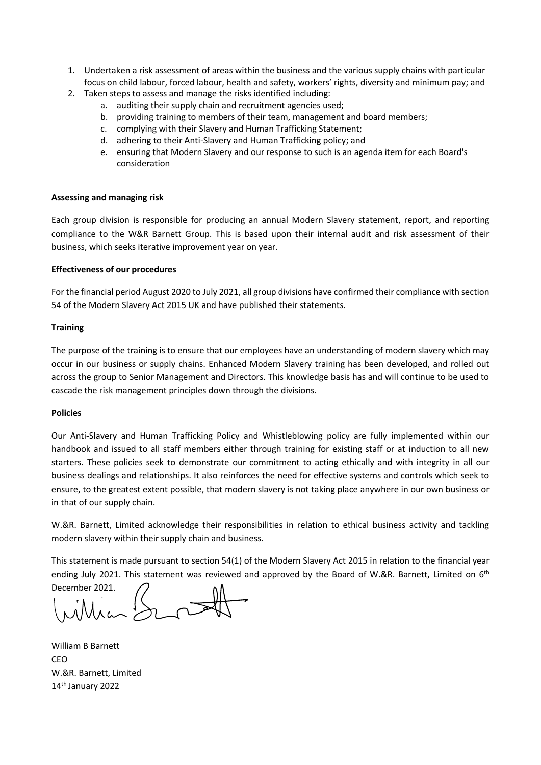1. Undertaken a risk assessment of areas within the business and the various supply chains with particular focus on child labour, forced labour, health and safety, workers' rights, diversity and minimum pay; and
2. Taken steps to assess and manage the risks identified including:
    a. auditing their supply chain and recruitment agencies used;
    b. providing training to members of their team, management and board members;
    c. complying with their Slavery and Human Trafficking Statement;
    d. adhering to their Anti-Slavery and Human Trafficking policy; and
    e. ensuring that Modern Slavery and our response to such is an agenda item for each Board's consideration

**Assessing and managing risk**

Each group division is responsible for producing an annual Modern Slavery statement, report, and reporting compliance to the W&R Barnett Group. This is based upon their internal audit and risk assessment of their business, which seeks iterative improvement year on year.

**Effectiveness of our procedures**

For the financial period August 2020 to July 2021, all group divisions have confirmed their compliance with section 54 of the Modern Slavery Act 2015 UK and have published their statements.

**Training**

The purpose of the training is to ensure that our employees have an understanding of modern slavery which may occur in our business or supply chains. Enhanced Modern Slavery training has been developed, and rolled out across the group to Senior Management and Directors. This knowledge basis has and will continue to be used to cascade the risk management principles down through the divisions.

**Policies**

Our Anti-Slavery and Human Trafficking Policy and Whistleblowing policy are fully implemented within our handbook and issued to all staff members either through training for existing staff or at induction to all new starters. These policies seek to demonstrate our commitment to acting ethically and with integrity in all our business dealings and relationships. It also reinforces the need for effective systems and controls which seek to ensure, to the greatest extent possible, that modern slavery is not taking place anywhere in our own business or in that of our supply chain.

W.&R. Barnett, Limited acknowledge their responsibilities in relation to ethical business activity and tackling modern slavery within their supply chain and business.

This statement is made pursuant to section 54(1) of the Modern Slavery Act 2015 in relation to the financial year ending July 2021. This statement was reviewed and approved by the Board of W.&R. Barnett, Limited on 6th December 2021.

William B Barnett
CEO
W.&R. Barnett, Limited
14th January 2022